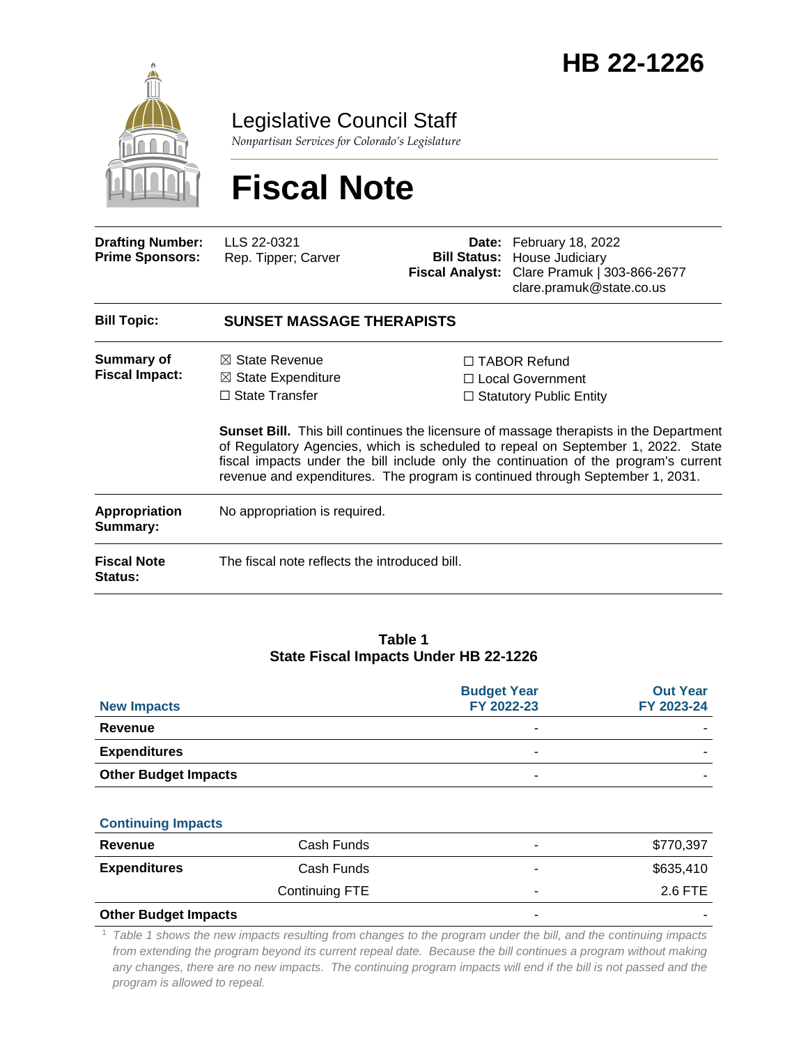# HB 22-1226

Legislative Council Staff

*Nonpartisan Services for Colorado's Legislature*

# Fiscal Note

| | | | |
|---|---|---|---|
| **Drafting Number:** | LLS 22-0321 | **Date:** | February 18, 2022 |
| **Prime Sponsors:** | Rep. Tipper; Carver | **Bill Status:** | House Judiciary |
| | | **Fiscal Analyst:** | Clare Pramuk \| 303-866-2677 clare.pramuk@state.co.us |

**Bill Topic:** **SUNSET MASSAGE THERAPISTS**

**Summary of Fiscal Impact:**

☒ State Revenue
☒ State Expenditure
☐ State Transfer
☐ TABOR Refund
☐ Local Government
☐ Statutory Public Entity

**Sunset Bill.** This bill continues the licensure of massage therapists in the Department of Regulatory Agencies, which is scheduled to repeal on September 1, 2022. State fiscal impacts under the bill include only the continuation of the program's current revenue and expenditures. The program is continued through September 1, 2031.

**Appropriation Summary:** No appropriation is required.

**Fiscal Note Status:** The fiscal note reflects the introduced bill.

**Table 1**
**State Fiscal Impacts Under HB 22-1226**

| New Impacts | | Budget Year FY 2022-23 | Out Year FY 2023-24 |
|---|---|---|---|
| **Revenue** | | - | - |
| **Expenditures** | | - | - |
| **Other Budget Impacts** | | - | - |
| **Continuing Impacts** | | | |
| **Revenue** | Cash Funds | - | $770,397 |
| **Expenditures** | Cash Funds | - | $635,410 |
| | Continuing FTE | - | 2.6 FTE |
| **Other Budget Impacts** | | - | - |

[1] *Table 1 shows the new impacts resulting from changes to the program under the bill, and the continuing impacts from extending the program beyond its current repeal date. Because the bill continues a program without making any changes, there are no new impacts. The continuing program impacts will end if the bill is not passed and the program is allowed to repeal.*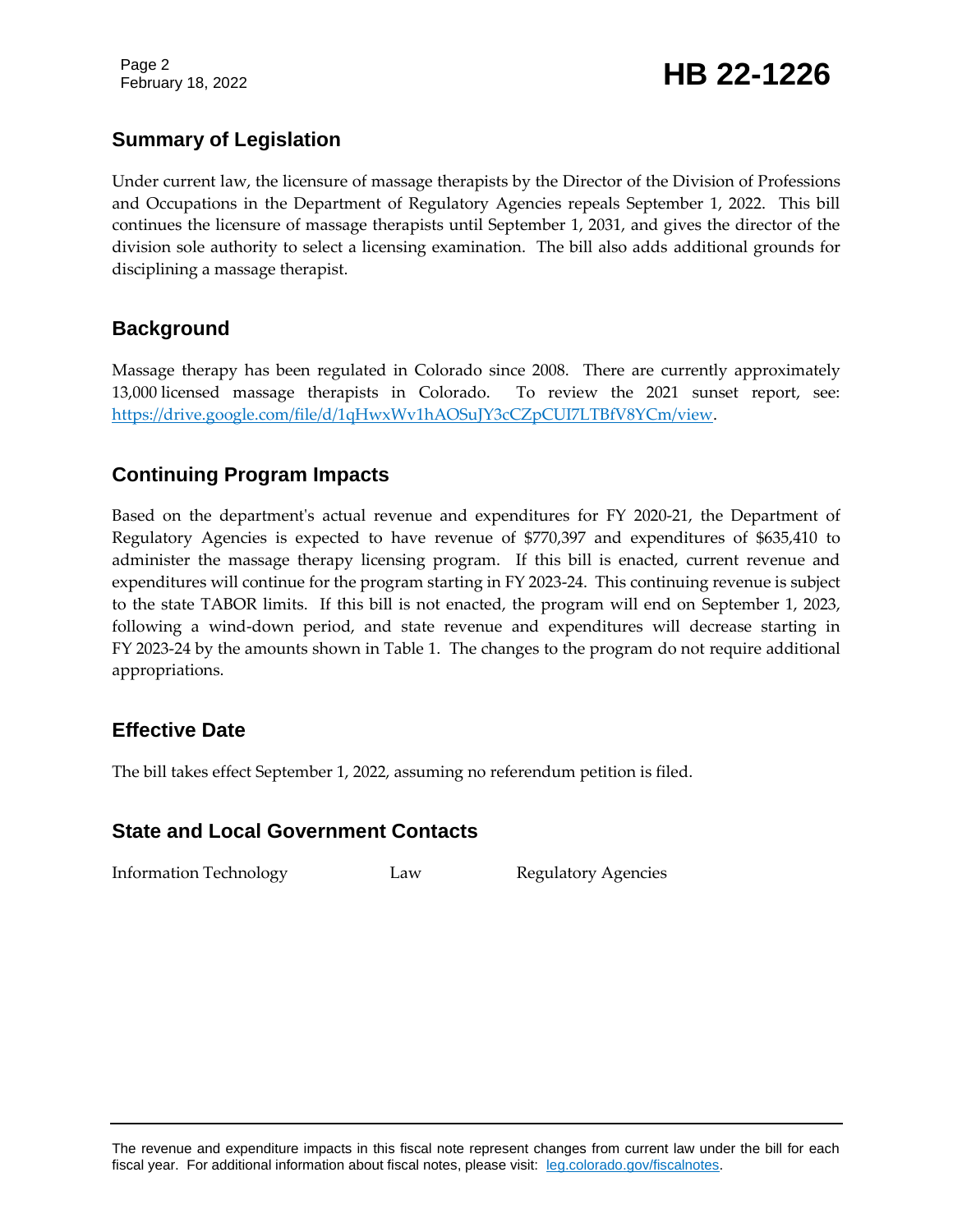## Summary of Legislation

Under current law, the licensure of massage therapists by the Director of the Division of Professions and Occupations in the Department of Regulatory Agencies repeals September 1, 2022. This bill continues the licensure of massage therapists until September 1, 2031, and gives the director of the division sole authority to select a licensing examination. The bill also adds additional grounds for disciplining a massage therapist.

## Background

Massage therapy has been regulated in Colorado since 2008. There are currently approximately 13,000 licensed massage therapists in Colorado. To review the 2021 sunset report, see: [https://drive.google.com/file/d/1qHwxWv1hAOSuJY3cCZpCUI7LTBfV8YCm/view](https://drive.google.com/file/d/1qHwxWv1hAOSuJY3cCZpCUI7LTBfV8YCm/view).

## Continuing Program Impacts

Based on the department's actual revenue and expenditures for FY 2020-21, the Department of Regulatory Agencies is expected to have revenue of $770,397 and expenditures of $635,410 to administer the massage therapy licensing program. If this bill is enacted, current revenue and expenditures will continue for the program starting in FY 2023-24. This continuing revenue is subject to the state TABOR limits. If this bill is not enacted, the program will end on September 1, 2023, following a wind-down period, and state revenue and expenditures will decrease starting in FY 2023-24 by the amounts shown in Table 1. The changes to the program do not require additional appropriations.

## Effective Date

The bill takes effect September 1, 2022, assuming no referendum petition is filed.

## State and Local Government Contacts

Information Technology    Law    Regulatory Agencies

The revenue and expenditure impacts in this fiscal note represent changes from current law under the bill for each fiscal year. For additional information about fiscal notes, please visit: [leg.colorado.gov/fiscalnotes](https://leg.colorado.gov/fiscalnotes).